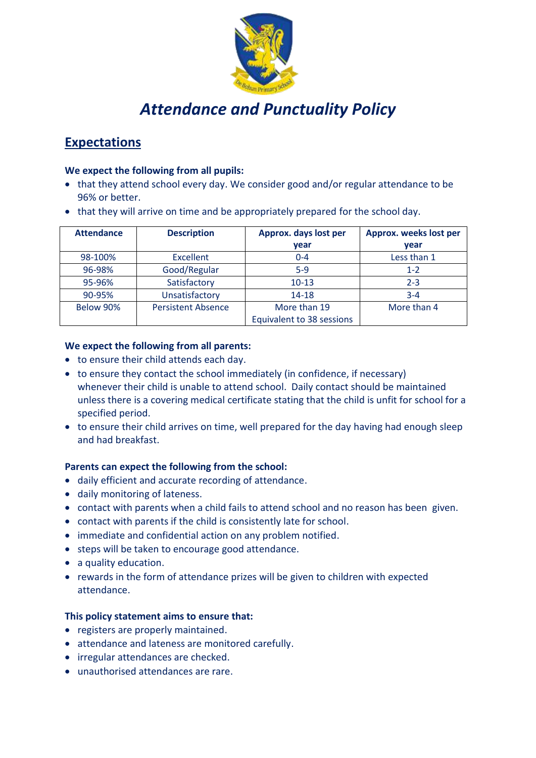# *Attendance and Punctuality Policy*

## Expectations

**We expect the following from all pupils:**

- that they attend school every day. We consider good and/or regular attendance to be 96% or better.
- that they will arrive on time and be appropriately prepared for the school day.

| Attendance | Description | Approx. days lost per year | Approx. weeks lost per year |
|---|---|---|---|
| 98-100% | Excellent | 0-4 | Less than 1 |
| 96-98% | Good/Regular | 5-9 | 1-2 |
| 95-96% | Satisfactory | 10-13 | 2-3 |
| 90-95% | Unsatisfactory | 14-18 | 3-4 |
| Below 90% | Persistent Absence | More than 19 Equivalent to 38 sessions | More than 4 |

**We expect the following from all parents:**

- to ensure their child attends each day.
- to ensure they contact the school immediately (in confidence, if necessary) whenever their child is unable to attend school. Daily contact should be maintained unless there is a covering medical certificate stating that the child is unfit for school for a specified period.
- to ensure their child arrives on time, well prepared for the day having had enough sleep and had breakfast.

**Parents can expect the following from the school:**

- daily efficient and accurate recording of attendance.
- daily monitoring of lateness.
- contact with parents when a child fails to attend school and no reason has been given.
- contact with parents if the child is consistently late for school.
- immediate and confidential action on any problem notified.
- steps will be taken to encourage good attendance.
- a quality education.
- rewards in the form of attendance prizes will be given to children with expected attendance.

**This policy statement aims to ensure that:**

- registers are properly maintained.
- attendance and lateness are monitored carefully.
- irregular attendances are checked.
- unauthorised attendances are rare.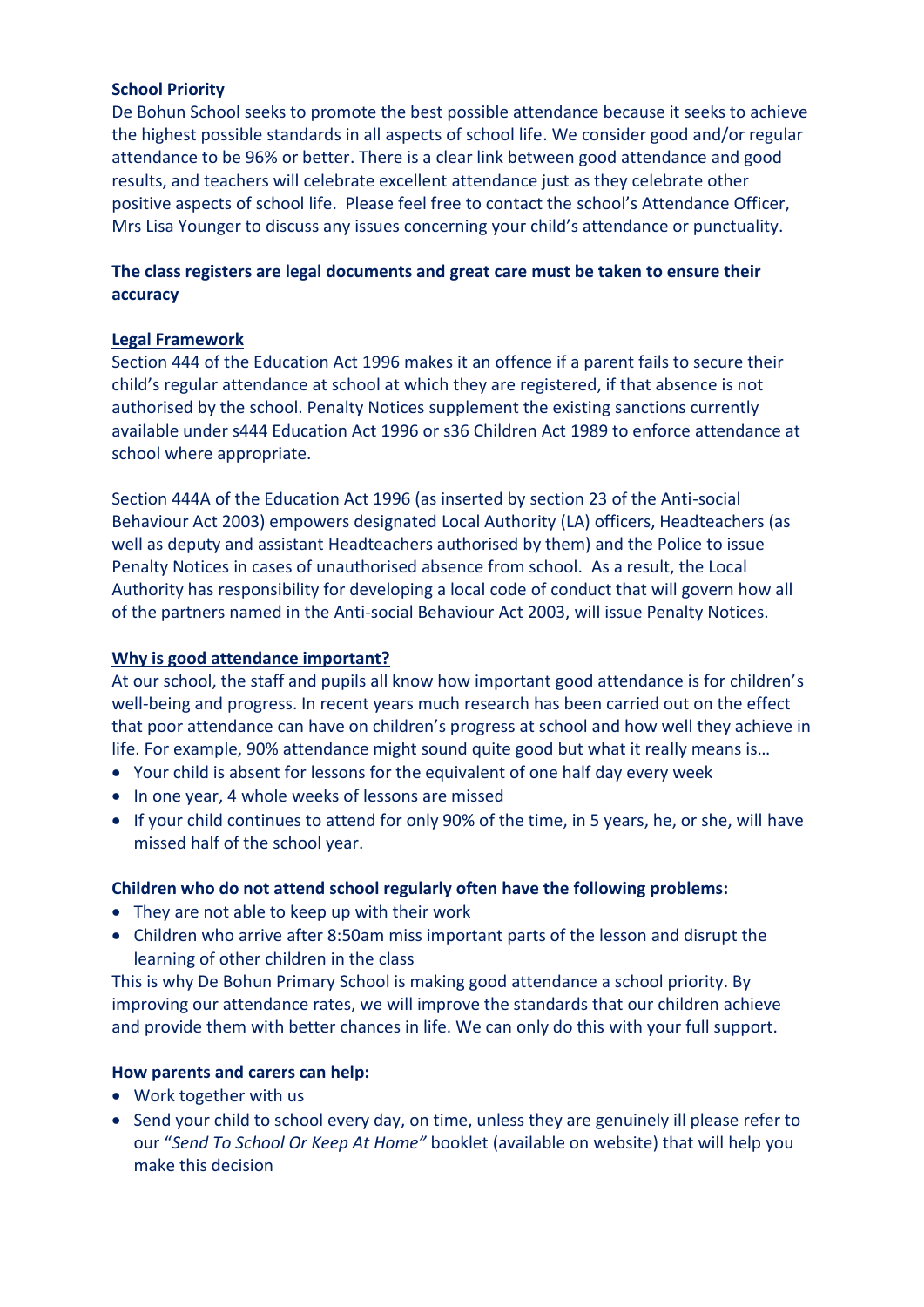## School Priority

De Bohun School seeks to promote the best possible attendance because it seeks to achieve the highest possible standards in all aspects of school life. We consider good and/or regular attendance to be 96% or better. There is a clear link between good attendance and good results, and teachers will celebrate excellent attendance just as they celebrate other positive aspects of school life. Please feel free to contact the school's Attendance Officer, Mrs Lisa Younger to discuss any issues concerning your child's attendance or punctuality.

**The class registers are legal documents and great care must be taken to ensure their accuracy**

## Legal Framework

Section 444 of the Education Act 1996 makes it an offence if a parent fails to secure their child's regular attendance at school at which they are registered, if that absence is not authorised by the school. Penalty Notices supplement the existing sanctions currently available under s444 Education Act 1996 or s36 Children Act 1989 to enforce attendance at school where appropriate.

Section 444A of the Education Act 1996 (as inserted by section 23 of the Anti-social Behaviour Act 2003) empowers designated Local Authority (LA) officers, Headteachers (as well as deputy and assistant Headteachers authorised by them) and the Police to issue Penalty Notices in cases of unauthorised absence from school. As a result, the Local Authority has responsibility for developing a local code of conduct that will govern how all of the partners named in the Anti-social Behaviour Act 2003, will issue Penalty Notices.

## Why is good attendance important?

At our school, the staff and pupils all know how important good attendance is for children's well-being and progress. In recent years much research has been carried out on the effect that poor attendance can have on children's progress at school and how well they achieve in life. For example, 90% attendance might sound quite good but what it really means is…

- Your child is absent for lessons for the equivalent of one half day every week
- In one year, 4 whole weeks of lessons are missed
- If your child continues to attend for only 90% of the time, in 5 years, he, or she, will have missed half of the school year.

**Children who do not attend school regularly often have the following problems:**

- They are not able to keep up with their work
- Children who arrive after 8:50am miss important parts of the lesson and disrupt the learning of other children in the class

This is why De Bohun Primary School is making good attendance a school priority. By improving our attendance rates, we will improve the standards that our children achieve and provide them with better chances in life. We can only do this with your full support.

**How parents and carers can help:**

- Work together with us
- Send your child to school every day, on time, unless they are genuinely ill please refer to our "*Send To School Or Keep At Home"* booklet (available on website) that will help you make this decision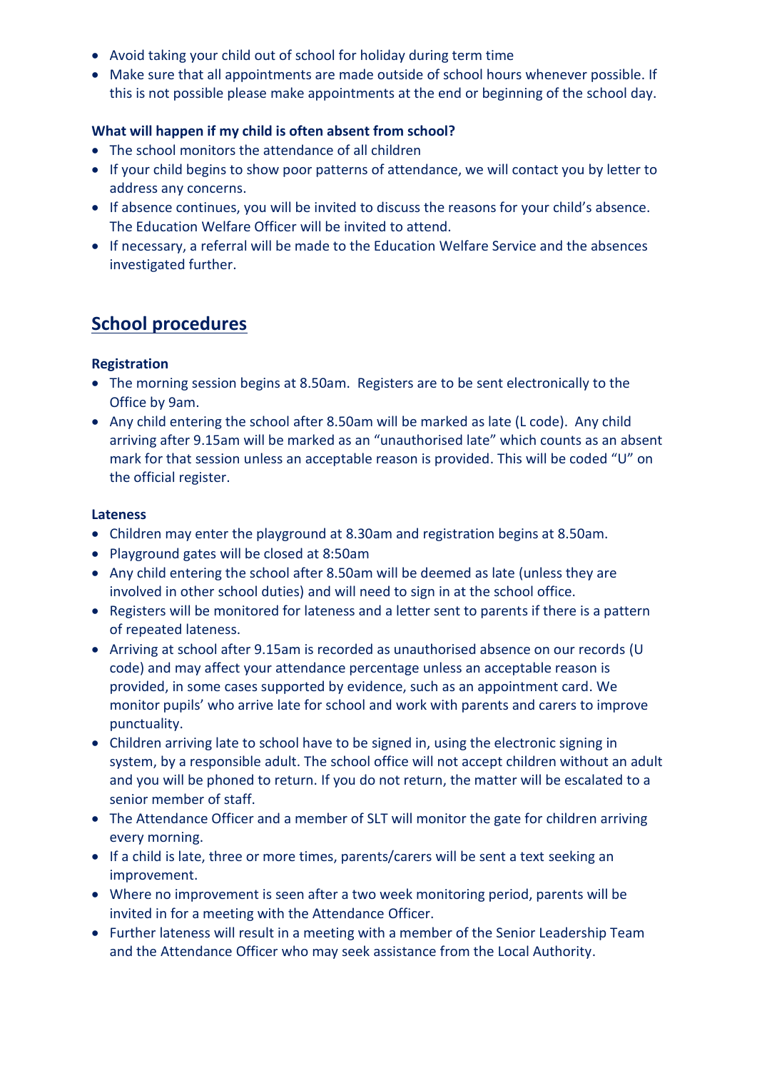- Avoid taking your child out of school for holiday during term time
- Make sure that all appointments are made outside of school hours whenever possible. If this is not possible please make appointments at the end or beginning of the school day.

**What will happen if my child is often absent from school?**

- The school monitors the attendance of all children
- If your child begins to show poor patterns of attendance, we will contact you by letter to address any concerns.
- If absence continues, you will be invited to discuss the reasons for your child's absence. The Education Welfare Officer will be invited to attend.
- If necessary, a referral will be made to the Education Welfare Service and the absences investigated further.

## School procedures

**Registration**

- The morning session begins at 8.50am. Registers are to be sent electronically to the Office by 9am.
- Any child entering the school after 8.50am will be marked as late (L code). Any child arriving after 9.15am will be marked as an "unauthorised late" which counts as an absent mark for that session unless an acceptable reason is provided. This will be coded "U" on the official register.

**Lateness**

- Children may enter the playground at 8.30am and registration begins at 8.50am.
- Playground gates will be closed at 8:50am
- Any child entering the school after 8.50am will be deemed as late (unless they are involved in other school duties) and will need to sign in at the school office.
- Registers will be monitored for lateness and a letter sent to parents if there is a pattern of repeated lateness.
- Arriving at school after 9.15am is recorded as unauthorised absence on our records (U code) and may affect your attendance percentage unless an acceptable reason is provided, in some cases supported by evidence, such as an appointment card. We monitor pupils' who arrive late for school and work with parents and carers to improve punctuality.
- Children arriving late to school have to be signed in, using the electronic signing in system, by a responsible adult. The school office will not accept children without an adult and you will be phoned to return. If you do not return, the matter will be escalated to a senior member of staff.
- The Attendance Officer and a member of SLT will monitor the gate for children arriving every morning.
- If a child is late, three or more times, parents/carers will be sent a text seeking an improvement.
- Where no improvement is seen after a two week monitoring period, parents will be invited in for a meeting with the Attendance Officer.
- Further lateness will result in a meeting with a member of the Senior Leadership Team and the Attendance Officer who may seek assistance from the Local Authority.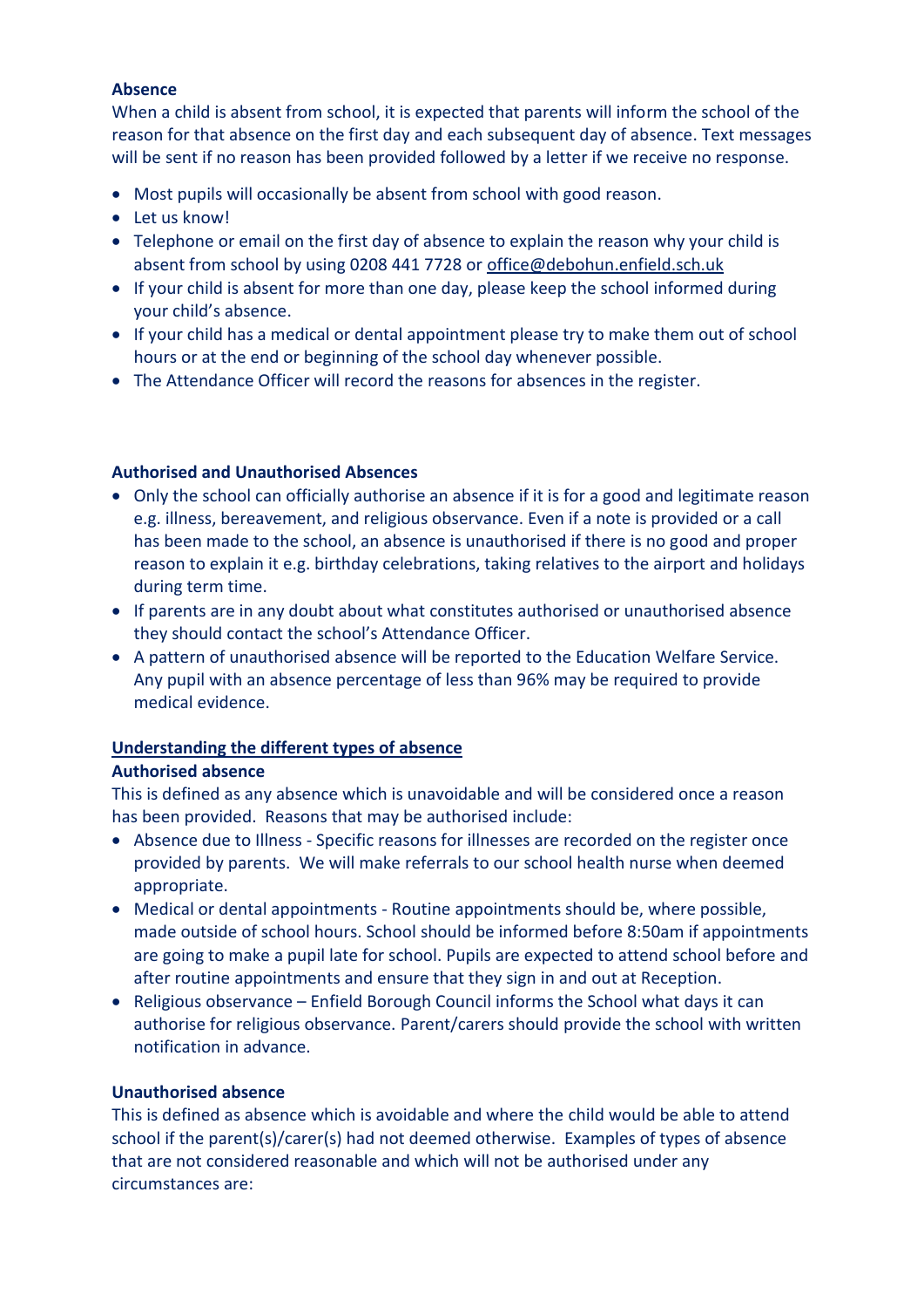**Absence**

When a child is absent from school, it is expected that parents will inform the school of the reason for that absence on the first day and each subsequent day of absence. Text messages will be sent if no reason has been provided followed by a letter if we receive no response.

- Most pupils will occasionally be absent from school with good reason.
- Let us know!
- Telephone or email on the first day of absence to explain the reason why your child is absent from school by using 0208 441 7728 or office@debohun.enfield.sch.uk
- If your child is absent for more than one day, please keep the school informed during your child's absence.
- If your child has a medical or dental appointment please try to make them out of school hours or at the end or beginning of the school day whenever possible.
- The Attendance Officer will record the reasons for absences in the register.

**Authorised and Unauthorised Absences**

- Only the school can officially authorise an absence if it is for a good and legitimate reason e.g. illness, bereavement, and religious observance. Even if a note is provided or a call has been made to the school, an absence is unauthorised if there is no good and proper reason to explain it e.g. birthday celebrations, taking relatives to the airport and holidays during term time.
- If parents are in any doubt about what constitutes authorised or unauthorised absence they should contact the school's Attendance Officer.
- A pattern of unauthorised absence will be reported to the Education Welfare Service. Any pupil with an absence percentage of less than 96% may be required to provide medical evidence.

**Understanding the different types of absence**

**Authorised absence**

This is defined as any absence which is unavoidable and will be considered once a reason has been provided. Reasons that may be authorised include:

- Absence due to Illness - Specific reasons for illnesses are recorded on the register once provided by parents. We will make referrals to our school health nurse when deemed appropriate.
- Medical or dental appointments - Routine appointments should be, where possible, made outside of school hours. School should be informed before 8:50am if appointments are going to make a pupil late for school. Pupils are expected to attend school before and after routine appointments and ensure that they sign in and out at Reception.
- Religious observance – Enfield Borough Council informs the School what days it can authorise for religious observance. Parent/carers should provide the school with written notification in advance.

**Unauthorised absence**

This is defined as absence which is avoidable and where the child would be able to attend school if the parent(s)/carer(s) had not deemed otherwise. Examples of types of absence that are not considered reasonable and which will not be authorised under any circumstances are: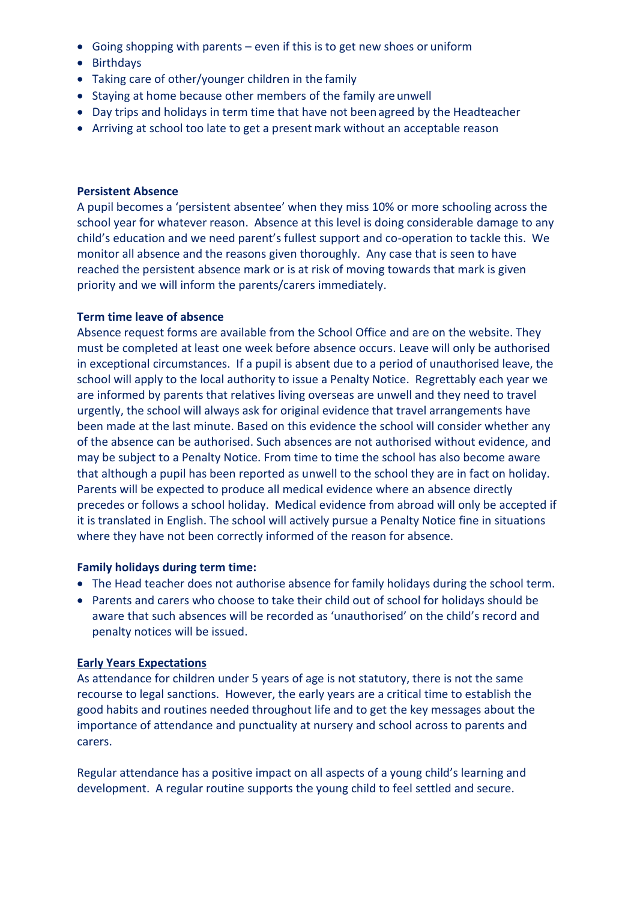- Going shopping with parents – even if this is to get new shoes or uniform
- Birthdays
- Taking care of other/younger children in the family
- Staying at home because other members of the family are unwell
- Day trips and holidays in term time that have not been agreed by the Headteacher
- Arriving at school too late to get a present mark without an acceptable reason

**Persistent Absence**

A pupil becomes a 'persistent absentee' when they miss 10% or more schooling across the school year for whatever reason. Absence at this level is doing considerable damage to any child's education and we need parent's fullest support and co-operation to tackle this. We monitor all absence and the reasons given thoroughly. Any case that is seen to have reached the persistent absence mark or is at risk of moving towards that mark is given priority and we will inform the parents/carers immediately.

**Term time leave of absence**

Absence request forms are available from the School Office and are on the website. They must be completed at least one week before absence occurs. Leave will only be authorised in exceptional circumstances. If a pupil is absent due to a period of unauthorised leave, the school will apply to the local authority to issue a Penalty Notice. Regrettably each year we are informed by parents that relatives living overseas are unwell and they need to travel urgently, the school will always ask for original evidence that travel arrangements have been made at the last minute. Based on this evidence the school will consider whether any of the absence can be authorised. Such absences are not authorised without evidence, and may be subject to a Penalty Notice. From time to time the school has also become aware that although a pupil has been reported as unwell to the school they are in fact on holiday. Parents will be expected to produce all medical evidence where an absence directly precedes or follows a school holiday. Medical evidence from abroad will only be accepted if it is translated in English. The school will actively pursue a Penalty Notice fine in situations where they have not been correctly informed of the reason for absence.

**Family holidays during term time:**

- The Head teacher does not authorise absence for family holidays during the school term.
- Parents and carers who choose to take their child out of school for holidays should be aware that such absences will be recorded as 'unauthorised' on the child's record and penalty notices will be issued.

**Early Years Expectations**

As attendance for children under 5 years of age is not statutory, there is not the same recourse to legal sanctions. However, the early years are a critical time to establish the good habits and routines needed throughout life and to get the key messages about the importance of attendance and punctuality at nursery and school across to parents and carers.

Regular attendance has a positive impact on all aspects of a young child's learning and development. A regular routine supports the young child to feel settled and secure.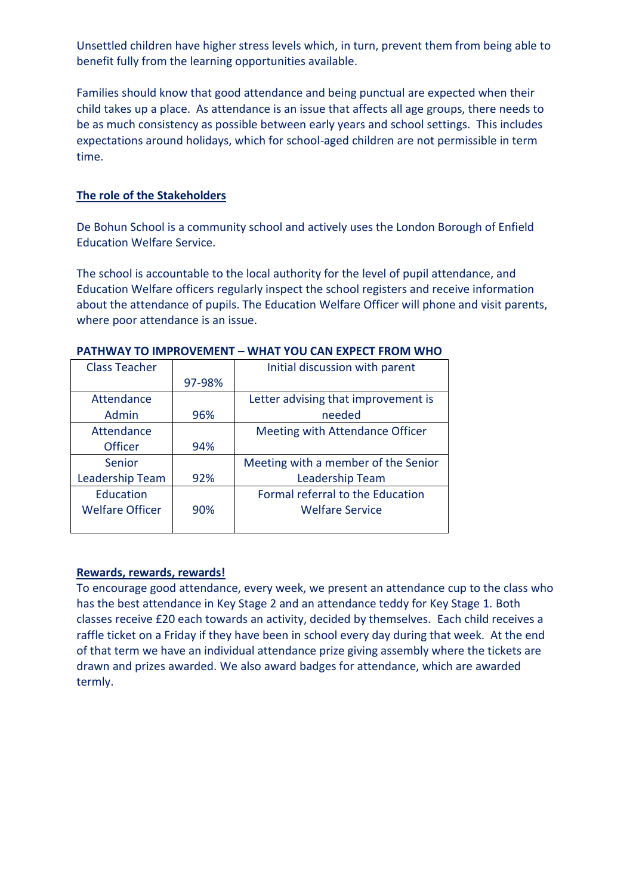Unsettled children have higher stress levels which, in turn, prevent them from being able to benefit fully from the learning opportunities available.

Families should know that good attendance and being punctual are expected when their child takes up a place. As attendance is an issue that affects all age groups, there needs to be as much consistency as possible between early years and school settings. This includes expectations around holidays, which for school-aged children are not permissible in term time.

## The role of the Stakeholders

De Bohun School is a community school and actively uses the London Borough of Enfield Education Welfare Service.

The school is accountable to the local authority for the level of pupil attendance, and Education Welfare officers regularly inspect the school registers and receive information about the attendance of pupils. The Education Welfare Officer will phone and visit parents, where poor attendance is an issue.

**PATHWAY TO IMPROVEMENT – WHAT YOU CAN EXPECT FROM WHO**

| | | |
|---|---|---|
| Class Teacher | 97-98% | Initial discussion with parent |
| Attendance Admin | 96% | Letter advising that improvement is needed |
| Attendance Officer | 94% | Meeting with Attendance Officer |
| Senior Leadership Team | 92% | Meeting with a member of the Senior Leadership Team |
| Education Welfare Officer | 90% | Formal referral to the Education Welfare Service |

## Rewards, rewards, rewards!

To encourage good attendance, every week, we present an attendance cup to the class who has the best attendance in Key Stage 2 and an attendance teddy for Key Stage 1. Both classes receive £20 each towards an activity, decided by themselves. Each child receives a raffle ticket on a Friday if they have been in school every day during that week. At the end of that term we have an individual attendance prize giving assembly where the tickets are drawn and prizes awarded. We also award badges for attendance, which are awarded termly.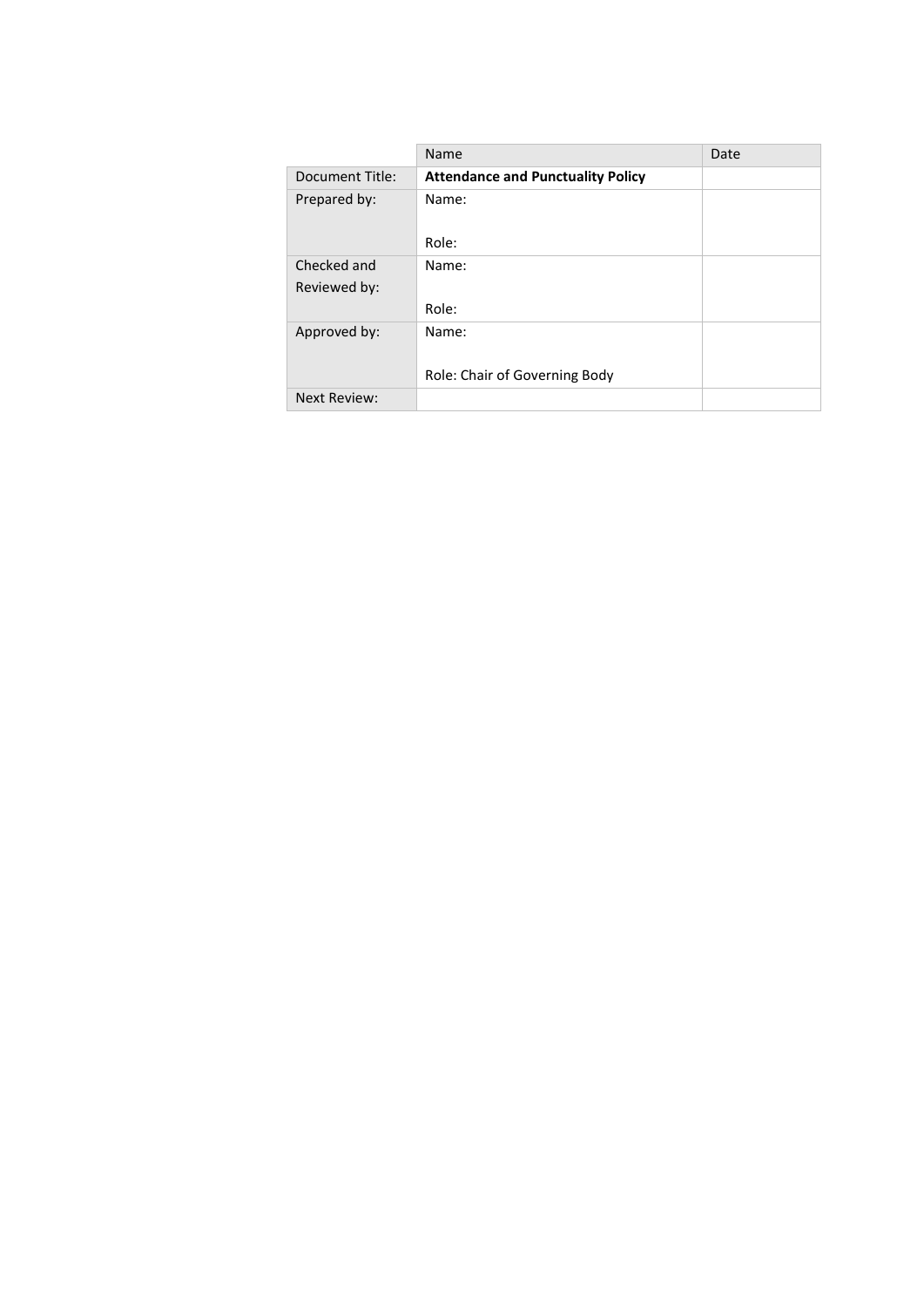| | Name | Date |
|---|---|---|
| Document Title: | **Attendance and Punctuality Policy** | |
| Prepared by: | Name:<br><br>Role: | |
| Checked and Reviewed by: | Name:<br><br>Role: | |
| Approved by: | Name:<br><br>Role: Chair of Governing Body | |
| Next Review: | | |